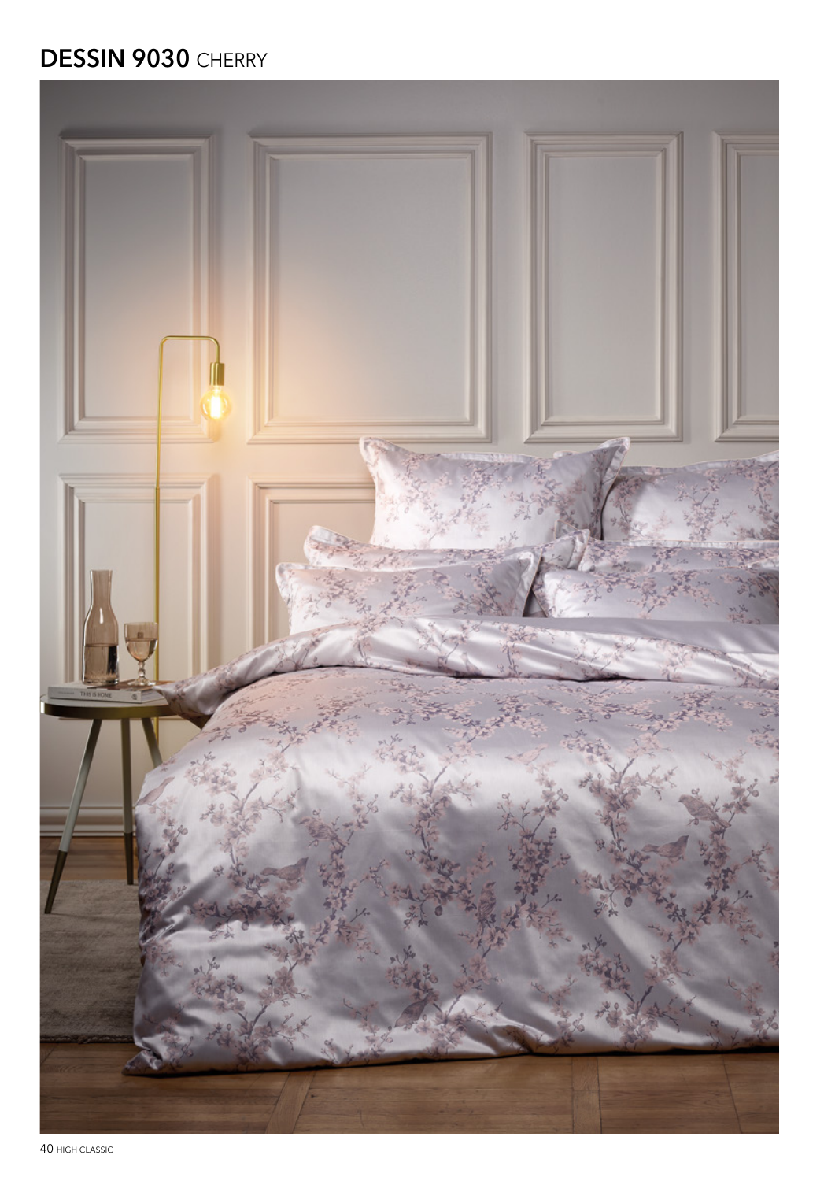## **DESSIN 9030** CHERRY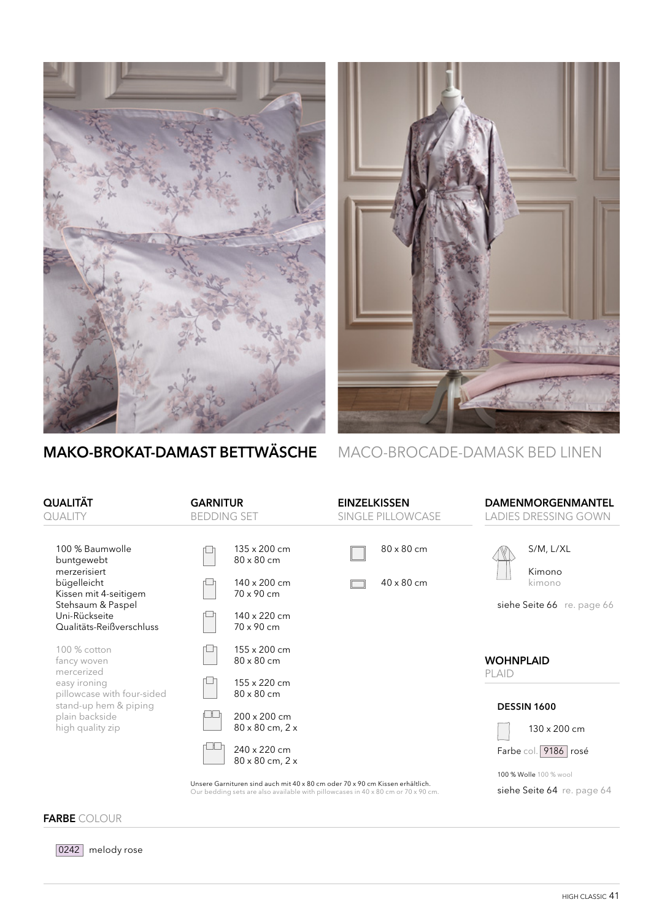# MAKO-BROKAT-DAMAST BETTWÄSCHE MACO-BROCADE-DAMASK BED LINEN

## QUALITÄT
QUALITY

100 % Baumwolle
buntgewebt
merzerisiert
bügelleicht
Kissen mit 4-seitigem Stehsaum & Paspel
Uni-Rückseite
Qualitäts-Reißverschluss

100 % cotton
fancy woven
mercerized
easy ironing
pillowcase with four-sided stand-up hem & piping
plain backside
high quality zip

## GARNITUR
BEDDING SET

- 135 x 200 cm / 80 x 80 cm
- 140 x 200 cm / 70 x 90 cm
- 140 x 220 cm / 70 x 90 cm
- 155 x 200 cm / 80 x 80 cm
- 155 x 220 cm / 80 x 80 cm
- 200 x 200 cm / 80 x 80 cm, 2 x
- 240 x 220 cm / 80 x 80 cm, 2 x

Unsere Garnituren sind auch mit 40 x 80 cm oder 70 x 90 cm Kissen erhältlich.
Our bedding sets are also available with pillowcases in 40 x 80 cm or 70 x 90 cm.

## EINZELKISSEN
SINGLE PILLOWCASE

- 80 x 80 cm
- 40 x 80 cm

## DAMENMORGENMANTEL
LADIES DRESSING GOWN

S/M, L/XL

Kimono
kimono

siehe Seite 66 re. page 66

## WOHNPLAID
PLAID

**DESSIN 1600**

130 x 200 cm

Farbe col. 9186 rosé

100 % Wolle 100 % wool

siehe Seite 64 re. page 64

## FARBE COLOUR

0242 melody rose